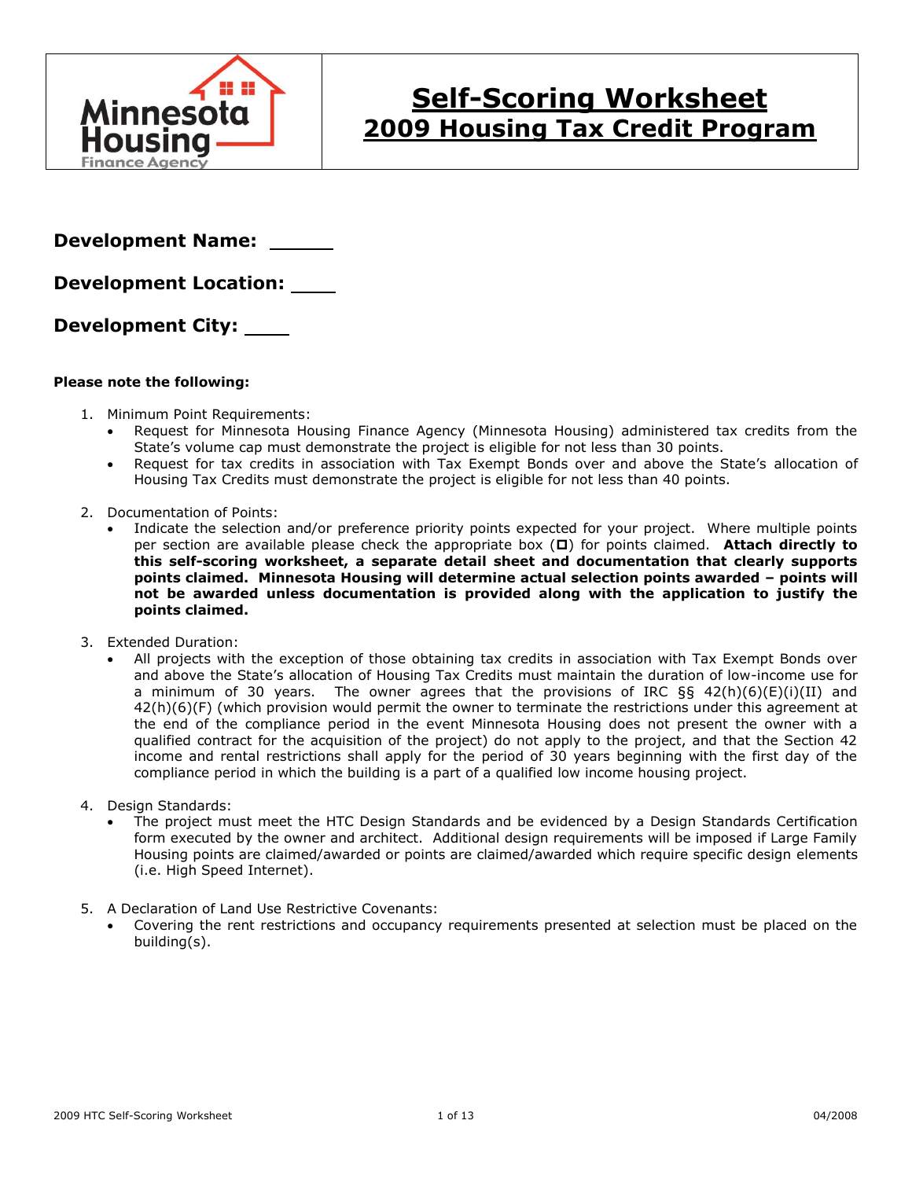Minnesota Housing Finance Agency

# Self-Scoring Worksheet
## 2009 Housing Tax Credit Program

**Development Name:** ______

**Development Location:** ____

**Development City:** ____

**Please note the following:**

1. Minimum Point Requirements:
   - Request for Minnesota Housing Finance Agency (Minnesota Housing) administered tax credits from the State's volume cap must demonstrate the project is eligible for not less than 30 points.
   - Request for tax credits in association with Tax Exempt Bonds over and above the State's allocation of Housing Tax Credits must demonstrate the project is eligible for not less than 40 points.

2. Documentation of Points:
   - Indicate the selection and/or preference priority points expected for your project. Where multiple points per section are available please check the appropriate box (◘) for points claimed. **Attach directly to this self-scoring worksheet, a separate detail sheet and documentation that clearly supports points claimed. Minnesota Housing will determine actual selection points awarded – points will not be awarded unless documentation is provided along with the application to justify the points claimed.**

3. Extended Duration:
   - All projects with the exception of those obtaining tax credits in association with Tax Exempt Bonds over and above the State's allocation of Housing Tax Credits must maintain the duration of low-income use for a minimum of 30 years. The owner agrees that the provisions of IRC §§ 42(h)(6)(E)(i)(II) and 42(h)(6)(F) (which provision would permit the owner to terminate the restrictions under this agreement at the end of the compliance period in the event Minnesota Housing does not present the owner with a qualified contract for the acquisition of the project) do not apply to the project, and that the Section 42 income and rental restrictions shall apply for the period of 30 years beginning with the first day of the compliance period in which the building is a part of a qualified low income housing project.

4. Design Standards:
   - The project must meet the HTC Design Standards and be evidenced by a Design Standards Certification form executed by the owner and architect. Additional design requirements will be imposed if Large Family Housing points are claimed/awarded or points are claimed/awarded which require specific design elements (i.e. High Speed Internet).

5. A Declaration of Land Use Restrictive Covenants:
   - Covering the rent restrictions and occupancy requirements presented at selection must be placed on the building(s).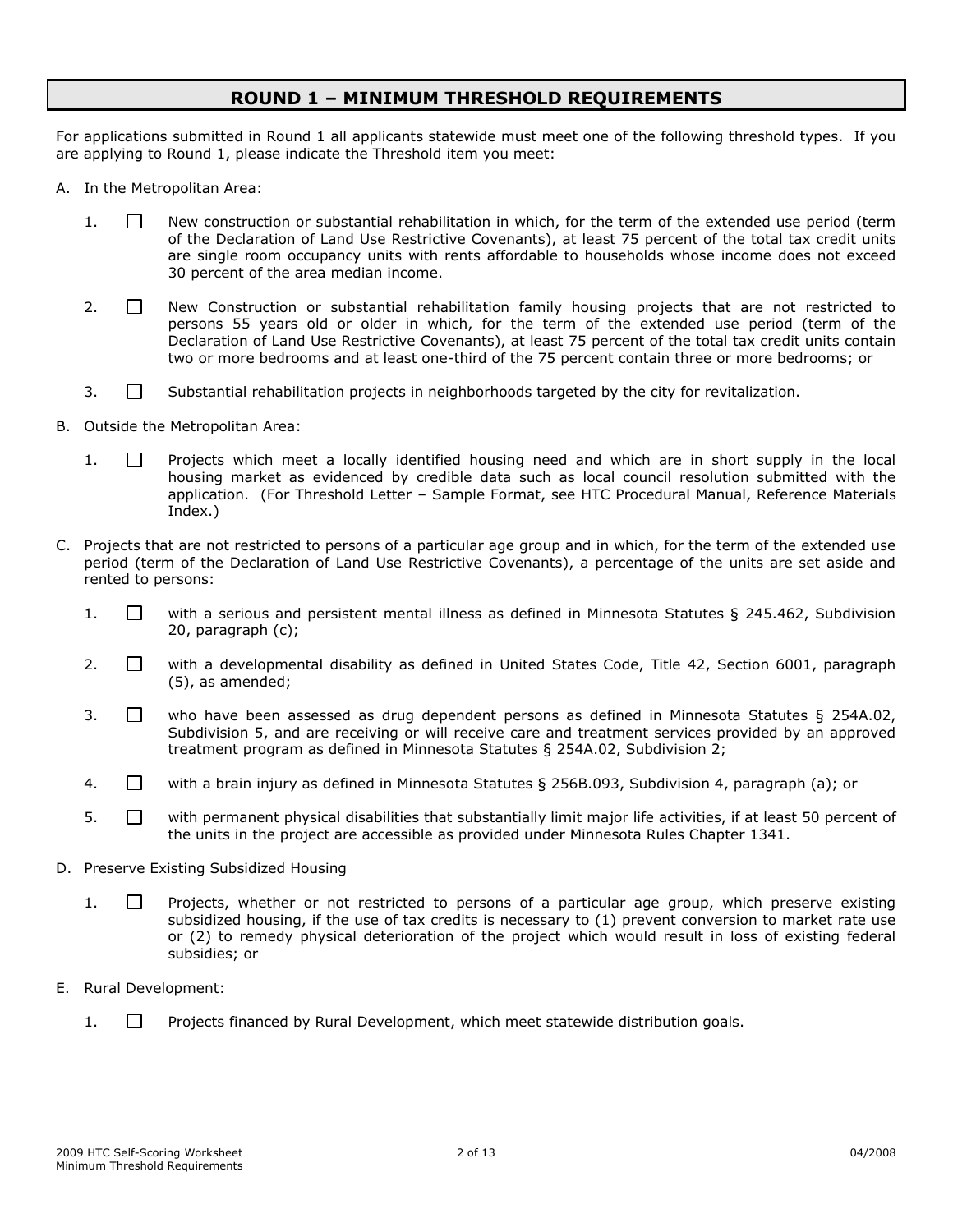# ROUND 1 – MINIMUM THRESHOLD REQUIREMENTS

For applications submitted in Round 1 all applicants statewide must meet one of the following threshold types. If you are applying to Round 1, please indicate the Threshold item you meet:

A. In the Metropolitan Area:

1. ☐ New construction or substantial rehabilitation in which, for the term of the extended use period (term of the Declaration of Land Use Restrictive Covenants), at least 75 percent of the total tax credit units are single room occupancy units with rents affordable to households whose income does not exceed 30 percent of the area median income.

2. ☐ New Construction or substantial rehabilitation family housing projects that are not restricted to persons 55 years old or older in which, for the term of the extended use period (term of the Declaration of Land Use Restrictive Covenants), at least 75 percent of the total tax credit units contain two or more bedrooms and at least one-third of the 75 percent contain three or more bedrooms; or

3. ☐ Substantial rehabilitation projects in neighborhoods targeted by the city for revitalization.

B. Outside the Metropolitan Area:

1. ☐ Projects which meet a locally identified housing need and which are in short supply in the local housing market as evidenced by credible data such as local council resolution submitted with the application. (For Threshold Letter – Sample Format, see HTC Procedural Manual, Reference Materials Index.)

C. Projects that are not restricted to persons of a particular age group and in which, for the term of the extended use period (term of the Declaration of Land Use Restrictive Covenants), a percentage of the units are set aside and rented to persons:

1. ☐ with a serious and persistent mental illness as defined in Minnesota Statutes § 245.462, Subdivision 20, paragraph (c);

2. ☐ with a developmental disability as defined in United States Code, Title 42, Section 6001, paragraph (5), as amended;

3. ☐ who have been assessed as drug dependent persons as defined in Minnesota Statutes § 254A.02, Subdivision 5, and are receiving or will receive care and treatment services provided by an approved treatment program as defined in Minnesota Statutes § 254A.02, Subdivision 2;

4. ☐ with a brain injury as defined in Minnesota Statutes § 256B.093, Subdivision 4, paragraph (a); or

5. ☐ with permanent physical disabilities that substantially limit major life activities, if at least 50 percent of the units in the project are accessible as provided under Minnesota Rules Chapter 1341.

D. Preserve Existing Subsidized Housing

1. ☐ Projects, whether or not restricted to persons of a particular age group, which preserve existing subsidized housing, if the use of tax credits is necessary to (1) prevent conversion to market rate use or (2) to remedy physical deterioration of the project which would result in loss of existing federal subsidies; or

E. Rural Development:

1. ☐ Projects financed by Rural Development, which meet statewide distribution goals.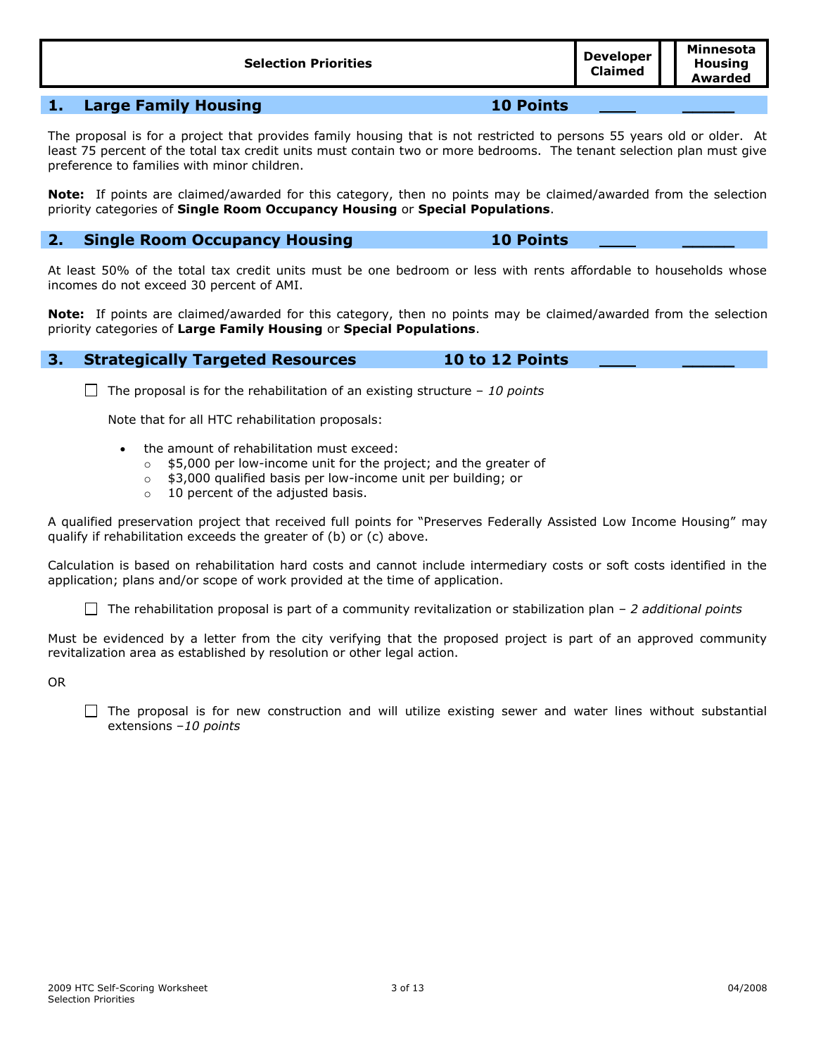| Selection Priorities | Developer Claimed | Minnesota Housing Awarded |
|---|---|---|

## 1. Large Family Housing — 10 Points ____ _____

The proposal is for a project that provides family housing that is not restricted to persons 55 years old or older. At least 75 percent of the total tax credit units must contain two or more bedrooms. The tenant selection plan must give preference to families with minor children.

**Note:** If points are claimed/awarded for this category, then no points may be claimed/awarded from the selection priority categories of **Single Room Occupancy Housing** or **Special Populations**.

## 2. Single Room Occupancy Housing — 10 Points ____ _____

At least 50% of the total tax credit units must be one bedroom or less with rents affordable to households whose incomes do not exceed 30 percent of AMI.

**Note:** If points are claimed/awarded for this category, then no points may be claimed/awarded from the selection priority categories of **Large Family Housing** or **Special Populations**.

## 3. Strategically Targeted Resources — 10 to 12 Points ____ _____

☐ The proposal is for the rehabilitation of an existing structure – *10 points*

Note that for all HTC rehabilitation proposals:

- the amount of rehabilitation must exceed:
  - $5,000 per low-income unit for the project; and the greater of
  - $3,000 qualified basis per low-income unit per building; or
  - 10 percent of the adjusted basis.

A qualified preservation project that received full points for "Preserves Federally Assisted Low Income Housing" may qualify if rehabilitation exceeds the greater of (b) or (c) above.

Calculation is based on rehabilitation hard costs and cannot include intermediary costs or soft costs identified in the application; plans and/or scope of work provided at the time of application.

☐ The rehabilitation proposal is part of a community revitalization or stabilization plan – *2 additional points*

Must be evidenced by a letter from the city verifying that the proposed project is part of an approved community revitalization area as established by resolution or other legal action.

OR

☐ The proposal is for new construction and will utilize existing sewer and water lines without substantial extensions –*10 points*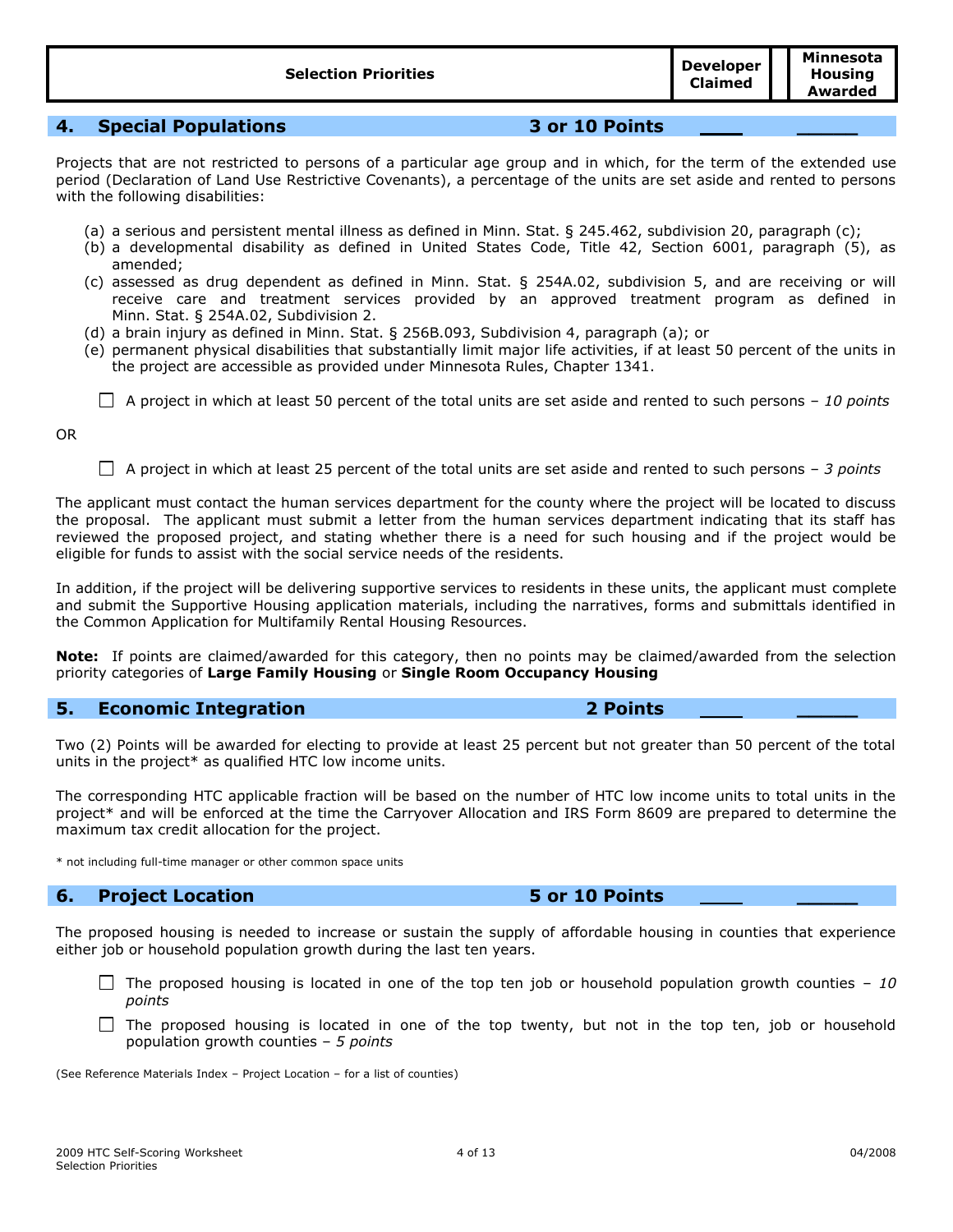| Selection Priorities | Developer Claimed | Minnesota Housing Awarded |
|---|---|---|

## 4. Special Populations — 3 or 10 Points ____ ______

Projects that are not restricted to persons of a particular age group and in which, for the term of the extended use period (Declaration of Land Use Restrictive Covenants), a percentage of the units are set aside and rented to persons with the following disabilities:

(a) a serious and persistent mental illness as defined in Minn. Stat. § 245.462, subdivision 20, paragraph (c);
(b) a developmental disability as defined in United States Code, Title 42, Section 6001, paragraph (5), as amended;
(c) assessed as drug dependent as defined in Minn. Stat. § 254A.02, subdivision 5, and are receiving or will receive care and treatment services provided by an approved treatment program as defined in Minn. Stat. § 254A.02, Subdivision 2.
(d) a brain injury as defined in Minn. Stat. § 256B.093, Subdivision 4, paragraph (a); or
(e) permanent physical disabilities that substantially limit major life activities, if at least 50 percent of the units in the project are accessible as provided under Minnesota Rules, Chapter 1341.

- ☐ A project in which at least 50 percent of the total units are set aside and rented to such persons – *10 points*

OR

- ☐ A project in which at least 25 percent of the total units are set aside and rented to such persons – *3 points*

The applicant must contact the human services department for the county where the project will be located to discuss the proposal. The applicant must submit a letter from the human services department indicating that its staff has reviewed the proposed project, and stating whether there is a need for such housing and if the project would be eligible for funds to assist with the social service needs of the residents.

In addition, if the project will be delivering supportive services to residents in these units, the applicant must complete and submit the Supportive Housing application materials, including the narratives, forms and submittals identified in the Common Application for Multifamily Rental Housing Resources.

**Note:** If points are claimed/awarded for this category, then no points may be claimed/awarded from the selection priority categories of **Large Family Housing** or **Single Room Occupancy Housing**

## 5. Economic Integration — 2 Points ____ ______

Two (2) Points will be awarded for electing to provide at least 25 percent but not greater than 50 percent of the total units in the project* as qualified HTC low income units.

The corresponding HTC applicable fraction will be based on the number of HTC low income units to total units in the project* and will be enforced at the time the Carryover Allocation and IRS Form 8609 are prepared to determine the maximum tax credit allocation for the project.

\* not including full-time manager or other common space units

## 6. Project Location — 5 or 10 Points ____ ______

The proposed housing is needed to increase or sustain the supply of affordable housing in counties that experience either job or household population growth during the last ten years.

- ☐ The proposed housing is located in one of the top ten job or household population growth counties – *10 points*
- ☐ The proposed housing is located in one of the top twenty, but not in the top ten, job or household population growth counties – *5 points*

(See Reference Materials Index – Project Location – for a list of counties)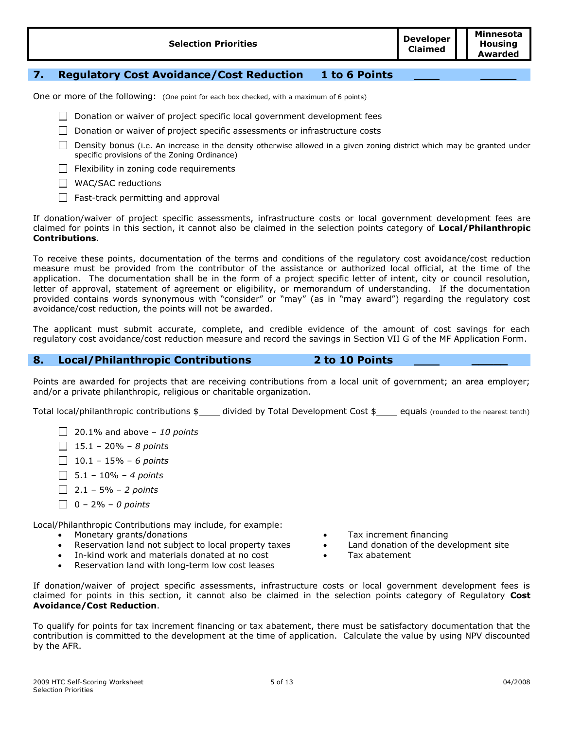| Selection Priorities | Developer Claimed | Minnesota Housing Awarded |
|---|---|---|

## 7. Regulatory Cost Avoidance/Cost Reduction 1 to 6 Points ____ _____

One or more of the following: (One point for each box checked, with a maximum of 6 points)

- ☐ Donation or waiver of project specific local government development fees
- ☐ Donation or waiver of project specific assessments or infrastructure costs
- ☐ Density bonus (i.e. An increase in the density otherwise allowed in a given zoning district which may be granted under specific provisions of the Zoning Ordinance)
- ☐ Flexibility in zoning code requirements
- ☐ WAC/SAC reductions
- ☐ Fast-track permitting and approval

If donation/waiver of project specific assessments, infrastructure costs or local government development fees are claimed for points in this section, it cannot also be claimed in the selection points category of **Local/Philanthropic Contributions**.

To receive these points, documentation of the terms and conditions of the regulatory cost avoidance/cost reduction measure must be provided from the contributor of the assistance or authorized local official, at the time of the application. The documentation shall be in the form of a project specific letter of intent, city or council resolution, letter of approval, statement of agreement or eligibility, or memorandum of understanding. If the documentation provided contains words synonymous with "consider" or "may" (as in "may award") regarding the regulatory cost avoidance/cost reduction, the points will not be awarded.

The applicant must submit accurate, complete, and credible evidence of the amount of cost savings for each regulatory cost avoidance/cost reduction measure and record the savings in Section VII G of the MF Application Form.

## 8. Local/Philanthropic Contributions 2 to 10 Points ____ _____

Points are awarded for projects that are receiving contributions from a local unit of government; an area employer; and/or a private philanthropic, religious or charitable organization.

Total local/philanthropic contributions $____ divided by Total Development Cost $____ equals (rounded to the nearest tenth)

- ☐ 20.1% and above – *10 points*
- ☐ 15.1 – 20% – *8 points*
- ☐ 10.1 – 15% – *6 points*
- ☐ 5.1 – 10% – *4 points*
- ☐ 2.1 – 5% – *2 points*
- ☐ 0 – 2% – *0 points*

Local/Philanthropic Contributions may include, for example:

- Monetary grants/donations
- Reservation land not subject to local property taxes
- In-kind work and materials donated at no cost
- Reservation land with long-term low cost leases
- Tax increment financing
- Land donation of the development site
- Tax abatement

If donation/waiver of project specific assessments, infrastructure costs or local government development fees is claimed for points in this section, it cannot also be claimed in the selection points category of Regulatory **Cost Avoidance/Cost Reduction**.

To qualify for points for tax increment financing or tax abatement, there must be satisfactory documentation that the contribution is committed to the development at the time of application. Calculate the value by using NPV discounted by the AFR.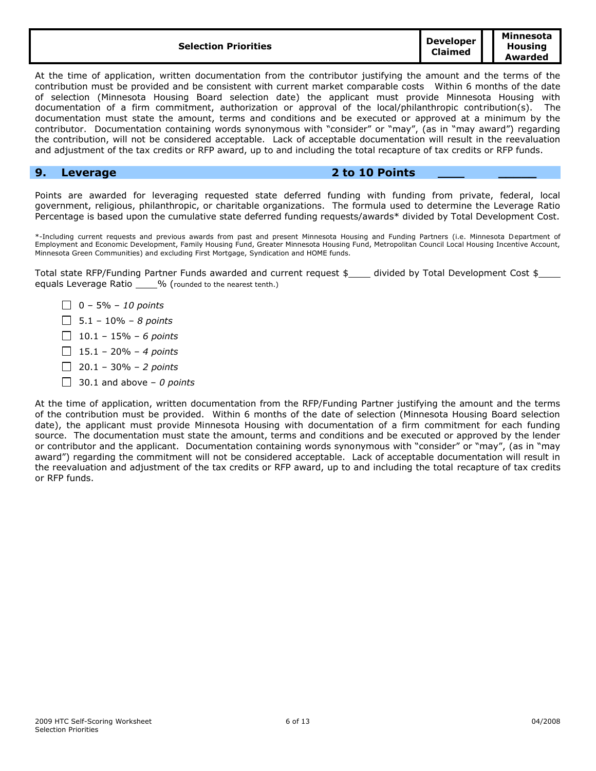| Selection Priorities | Developer Claimed | Minnesota Housing Awarded |
| --- | --- | --- |

At the time of application, written documentation from the contributor justifying the amount and the terms of the contribution must be provided and be consistent with current market comparable costs  Within 6 months of the date of selection (Minnesota Housing Board selection date) the applicant must provide Minnesota Housing with documentation of a firm commitment, authorization or approval of the local/philanthropic contribution(s). The documentation must state the amount, terms and conditions and be executed or approved at a minimum by the contributor. Documentation containing words synonymous with "consider" or "may", (as in "may award") regarding the contribution, will not be considered acceptable. Lack of acceptable documentation will result in the reevaluation and adjustment of the tax credits or RFP award, up to and including the total recapture of tax credits or RFP funds.

## 9. Leverage — 2 to 10 Points ____ _____

Points are awarded for leveraging requested state deferred funding with funding from private, federal, local government, religious, philanthropic, or charitable organizations. The formula used to determine the Leverage Ratio Percentage is based upon the cumulative state deferred funding requests/awards* divided by Total Development Cost.

*-Including current requests and previous awards from past and present Minnesota Housing and Funding Partners (i.e. Minnesota Department of Employment and Economic Development, Family Housing Fund, Greater Minnesota Housing Fund, Metropolitan Council Local Housing Incentive Account, Minnesota Green Communities) and excluding First Mortgage, Syndication and HOME funds.

Total state RFP/Funding Partner Funds awarded and current request $____ divided by Total Development Cost $____ equals Leverage Ratio ____% (rounded to the nearest tenth.)

- ☐ 0 – 5% – *10 points*
- ☐ 5.1 – 10% – *8 points*
- ☐ 10.1 – 15% – *6 points*
- ☐ 15.1 – 20% – *4 points*
- ☐ 20.1 – 30% – *2 points*
- ☐ 30.1 and above – *0 points*

At the time of application, written documentation from the RFP/Funding Partner justifying the amount and the terms of the contribution must be provided. Within 6 months of the date of selection (Minnesota Housing Board selection date), the applicant must provide Minnesota Housing with documentation of a firm commitment for each funding source. The documentation must state the amount, terms and conditions and be executed or approved by the lender or contributor and the applicant. Documentation containing words synonymous with "consider" or "may", (as in "may award") regarding the commitment will not be considered acceptable. Lack of acceptable documentation will result in the reevaluation and adjustment of the tax credits or RFP award, up to and including the total recapture of tax credits or RFP funds.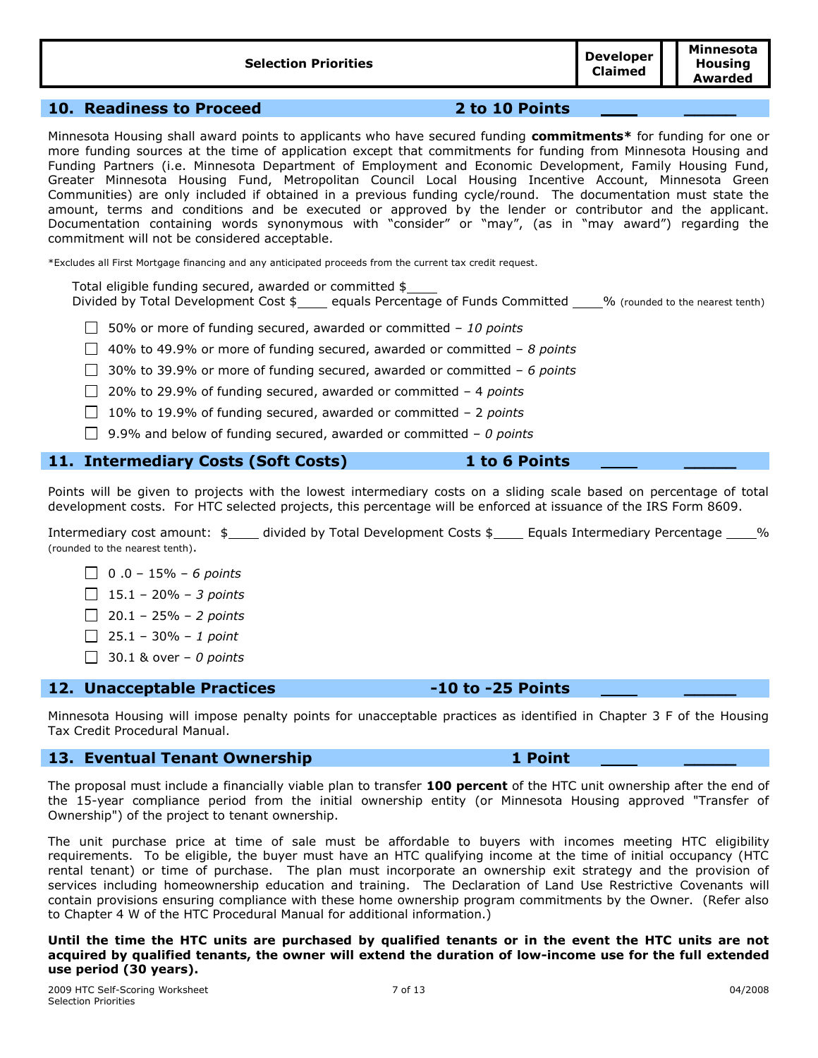| Selection Priorities | Developer Claimed | Minnesota Housing Awarded |
|---|---|---|

## 10. Readiness to Proceed — 2 to 10 Points ____ _____

Minnesota Housing shall award points to applicants who have secured funding **commitments*** for funding for one or more funding sources at the time of application except that commitments for funding from Minnesota Housing and Funding Partners (i.e. Minnesota Department of Employment and Economic Development, Family Housing Fund, Greater Minnesota Housing Fund, Metropolitan Council Local Housing Incentive Account, Minnesota Green Communities) are only included if obtained in a previous funding cycle/round. The documentation must state the amount, terms and conditions and be executed or approved by the lender or contributor and the applicant. Documentation containing words synonymous with "consider" or "may", (as in "may award") regarding the commitment will not be considered acceptable.

*Excludes all First Mortgage financing and any anticipated proceeds from the current tax credit request.

Total eligible funding secured, awarded or committed $____
Divided by Total Development Cost $____ equals Percentage of Funds Committed ____% (rounded to the nearest tenth)

- ☐ 50% or more of funding secured, awarded or committed – *10 points*
- ☐ 40% to 49.9% or more of funding secured, awarded or committed – *8 points*
- ☐ 30% to 39.9% or more of funding secured, awarded or committed – *6 points*
- ☐ 20% to 29.9% of funding secured, awarded or committed – 4 *points*
- ☐ 10% to 19.9% of funding secured, awarded or committed – 2 *points*
- ☐ 9.9% and below of funding secured, awarded or committed – *0 points*

## 11. Intermediary Costs (Soft Costs) — 1 to 6 Points ____ _____

Points will be given to projects with the lowest intermediary costs on a sliding scale based on percentage of total development costs. For HTC selected projects, this percentage will be enforced at issuance of the IRS Form 8609.

Intermediary cost amount: $____ divided by Total Development Costs $____ Equals Intermediary Percentage ____% (rounded to the nearest tenth).

- ☐ 0 .0 – 15% – *6 points*
- ☐ 15.1 – 20% – *3 points*
- ☐ 20.1 – 25% – *2 points*
- ☐ 25.1 – 30% – *1 point*
- ☐ 30.1 & over – *0 points*

## 12. Unacceptable Practices — -10 to -25 Points ____ _____

Minnesota Housing will impose penalty points for unacceptable practices as identified in Chapter 3 F of the Housing Tax Credit Procedural Manual.

## 13. Eventual Tenant Ownership — 1 Point ____ _____

The proposal must include a financially viable plan to transfer **100 percent** of the HTC unit ownership after the end of the 15-year compliance period from the initial ownership entity (or Minnesota Housing approved "Transfer of Ownership") of the project to tenant ownership.

The unit purchase price at time of sale must be affordable to buyers with incomes meeting HTC eligibility requirements. To be eligible, the buyer must have an HTC qualifying income at the time of initial occupancy (HTC rental tenant) or time of purchase. The plan must incorporate an ownership exit strategy and the provision of services including homeownership education and training. The Declaration of Land Use Restrictive Covenants will contain provisions ensuring compliance with these home ownership program commitments by the Owner. (Refer also to Chapter 4 W of the HTC Procedural Manual for additional information.)

**Until the time the HTC units are purchased by qualified tenants or in the event the HTC units are not acquired by qualified tenants, the owner will extend the duration of low-income use for the full extended use period (30 years).**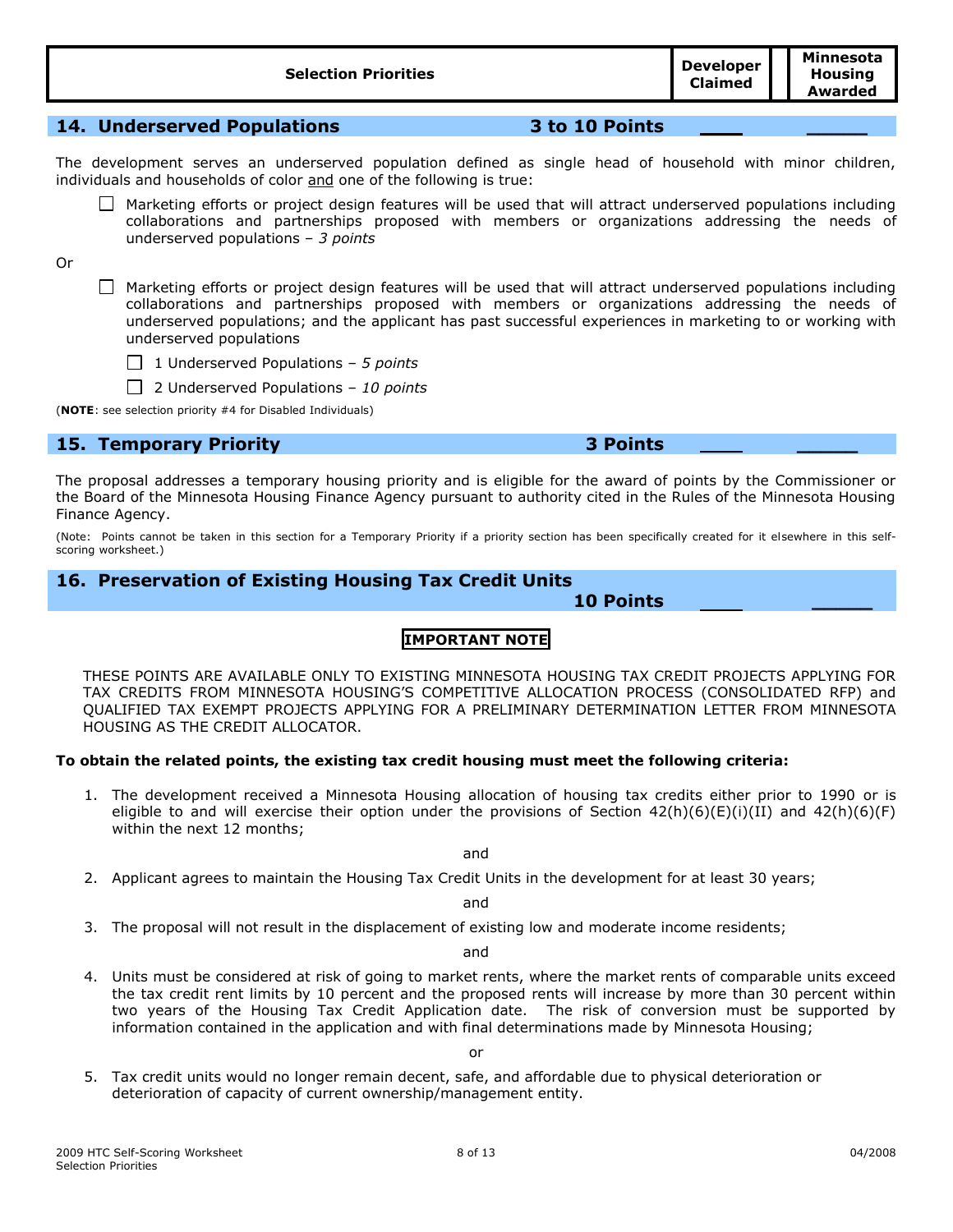| Selection Priorities | Developer Claimed | Minnesota Housing Awarded |
|---|---|---|

## 14. Underserved Populations 3 to 10 Points ____ _____

The development serves an underserved population defined as single head of household with minor children, individuals and households of color and one of the following is true:

- ☐ Marketing efforts or project design features will be used that will attract underserved populations including collaborations and partnerships proposed with members or organizations addressing the needs of underserved populations – *3 points*

Or

- ☐ Marketing efforts or project design features will be used that will attract underserved populations including collaborations and partnerships proposed with members or organizations addressing the needs of underserved populations; and the applicant has past successful experiences in marketing to or working with underserved populations
  - ☐ 1 Underserved Populations – *5 points*
  - ☐ 2 Underserved Populations – *10 points*

(**NOTE**: see selection priority #4 for Disabled Individuals)

## 15. Temporary Priority 3 Points ____ _____

The proposal addresses a temporary housing priority and is eligible for the award of points by the Commissioner or the Board of the Minnesota Housing Finance Agency pursuant to authority cited in the Rules of the Minnesota Housing Finance Agency.

(Note: Points cannot be taken in this section for a Temporary Priority if a priority section has been specifically created for it elsewhere in this self-scoring worksheet.)

## 16. Preservation of Existing Housing Tax Credit Units 10 Points ____ _____

**IMPORTANT NOTE**

THESE POINTS ARE AVAILABLE ONLY TO EXISTING MINNESOTA HOUSING TAX CREDIT PROJECTS APPLYING FOR TAX CREDITS FROM MINNESOTA HOUSING'S COMPETITIVE ALLOCATION PROCESS (CONSOLIDATED RFP) and QUALIFIED TAX EXEMPT PROJECTS APPLYING FOR A PRELIMINARY DETERMINATION LETTER FROM MINNESOTA HOUSING AS THE CREDIT ALLOCATOR.

**To obtain the related points, the existing tax credit housing must meet the following criteria:**

1. The development received a Minnesota Housing allocation of housing tax credits either prior to 1990 or is eligible to and will exercise their option under the provisions of Section 42(h)(6)(E)(i)(II) and 42(h)(6)(F) within the next 12 months;

   and

2. Applicant agrees to maintain the Housing Tax Credit Units in the development for at least 30 years;

   and

3. The proposal will not result in the displacement of existing low and moderate income residents;

   and

4. Units must be considered at risk of going to market rents, where the market rents of comparable units exceed the tax credit rent limits by 10 percent and the proposed rents will increase by more than 30 percent within two years of the Housing Tax Credit Application date. The risk of conversion must be supported by information contained in the application and with final determinations made by Minnesota Housing;

   or

5. Tax credit units would no longer remain decent, safe, and affordable due to physical deterioration or deterioration of capacity of current ownership/management entity.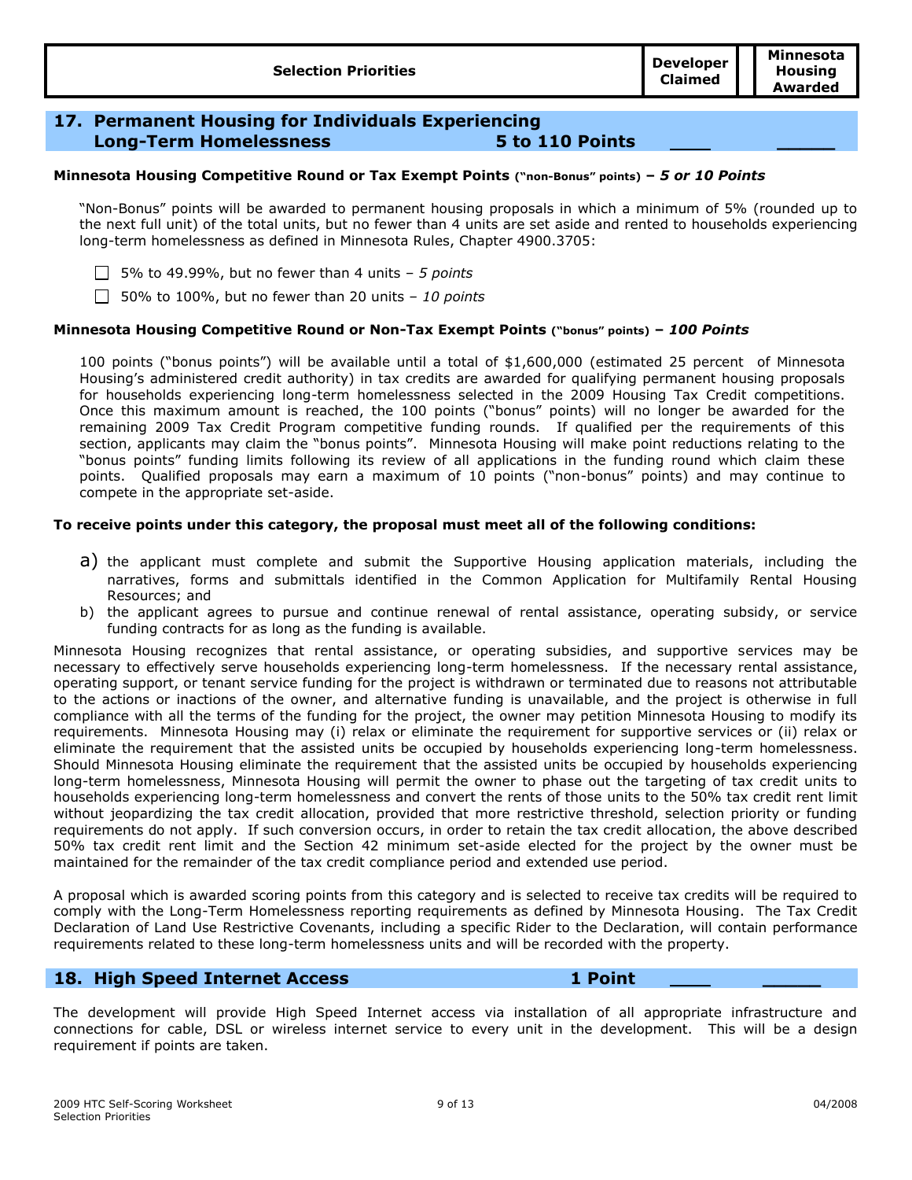| Selection Priorities | Developer Claimed | Minnesota Housing Awarded |
|---|---|---|

## 17. Permanent Housing for Individuals Experiencing Long-Term Homelessness — 5 to 110 Points ____ _____

**Minnesota Housing Competitive Round or Tax Exempt Points ("non-Bonus" points) – *5 or 10 Points***

"Non-Bonus" points will be awarded to permanent housing proposals in which a minimum of 5% (rounded up to the next full unit) of the total units, but no fewer than 4 units are set aside and rented to households experiencing long-term homelessness as defined in Minnesota Rules, Chapter 4900.3705:

- ☐ 5% to 49.99%, but no fewer than 4 units – *5 points*
- ☐ 50% to 100%, but no fewer than 20 units – *10 points*

**Minnesota Housing Competitive Round or Non-Tax Exempt Points ("bonus" points) – *100 Points***

100 points ("bonus points") will be available until a total of $1,600,000 (estimated 25 percent of Minnesota Housing's administered credit authority) in tax credits are awarded for qualifying permanent housing proposals for households experiencing long-term homelessness selected in the 2009 Housing Tax Credit competitions. Once this maximum amount is reached, the 100 points ("bonus" points) will no longer be awarded for the remaining 2009 Tax Credit Program competitive funding rounds. If qualified per the requirements of this section, applicants may claim the "bonus points". Minnesota Housing will make point reductions relating to the "bonus points" funding limits following its review of all applications in the funding round which claim these points. Qualified proposals may earn a maximum of 10 points ("non-bonus" points) and may continue to compete in the appropriate set-aside.

**To receive points under this category, the proposal must meet all of the following conditions:**

a) the applicant must complete and submit the Supportive Housing application materials, including the narratives, forms and submittals identified in the Common Application for Multifamily Rental Housing Resources; and

b) the applicant agrees to pursue and continue renewal of rental assistance, operating subsidy, or service funding contracts for as long as the funding is available.

Minnesota Housing recognizes that rental assistance, or operating subsidies, and supportive services may be necessary to effectively serve households experiencing long-term homelessness. If the necessary rental assistance, operating support, or tenant service funding for the project is withdrawn or terminated due to reasons not attributable to the actions or inactions of the owner, and alternative funding is unavailable, and the project is otherwise in full compliance with all the terms of the funding for the project, the owner may petition Minnesota Housing to modify its requirements. Minnesota Housing may (i) relax or eliminate the requirement for supportive services or (ii) relax or eliminate the requirement that the assisted units be occupied by households experiencing long-term homelessness. Should Minnesota Housing eliminate the requirement that the assisted units be occupied by households experiencing long-term homelessness, Minnesota Housing will permit the owner to phase out the targeting of tax credit units to households experiencing long-term homelessness and convert the rents of those units to the 50% tax credit rent limit without jeopardizing the tax credit allocation, provided that more restrictive threshold, selection priority or funding requirements do not apply. If such conversion occurs, in order to retain the tax credit allocation, the above described 50% tax credit rent limit and the Section 42 minimum set-aside elected for the project by the owner must be maintained for the remainder of the tax credit compliance period and extended use period.

A proposal which is awarded scoring points from this category and is selected to receive tax credits will be required to comply with the Long-Term Homelessness reporting requirements as defined by Minnesota Housing. The Tax Credit Declaration of Land Use Restrictive Covenants, including a specific Rider to the Declaration, will contain performance requirements related to these long-term homelessness units and will be recorded with the property.

## 18. High Speed Internet Access — 1 Point ____ _____

The development will provide High Speed Internet access via installation of all appropriate infrastructure and connections for cable, DSL or wireless internet service to every unit in the development. This will be a design requirement if points are taken.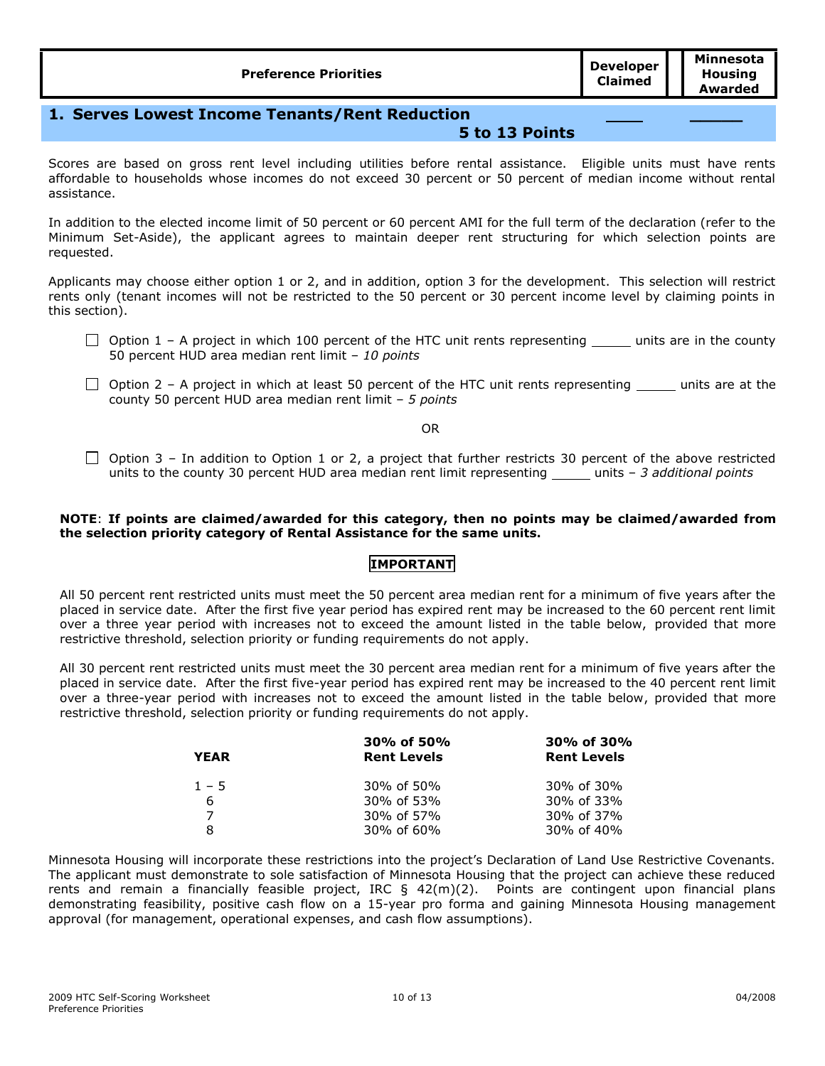| Preference Priorities | Developer Claimed | Minnesota Housing Awarded |
|---|---|---|

## 1. Serves Lowest Income Tenants/Rent Reduction 5 to 13 Points ____ _____

Scores are based on gross rent level including utilities before rental assistance. Eligible units must have rents affordable to households whose incomes do not exceed 30 percent or 50 percent of median income without rental assistance.

In addition to the elected income limit of 50 percent or 60 percent AMI for the full term of the declaration (refer to the Minimum Set-Aside), the applicant agrees to maintain deeper rent structuring for which selection points are requested.

Applicants may choose either option 1 or 2, and in addition, option 3 for the development. This selection will restrict rents only (tenant incomes will not be restricted to the 50 percent or 30 percent income level by claiming points in this section).

☐ Option 1 – A project in which 100 percent of the HTC unit rents representing _____ units are in the county 50 percent HUD area median rent limit – *10 points*

☐ Option 2 – A project in which at least 50 percent of the HTC unit rents representing _____ units are at the county 50 percent HUD area median rent limit – *5 points*

OR

☐ Option 3 – In addition to Option 1 or 2, a project that further restricts 30 percent of the above restricted units to the county 30 percent HUD area median rent limit representing _____ units – *3 additional points*

**NOTE**: **If points are claimed/awarded for this category, then no points may be claimed/awarded from the selection priority category of Rental Assistance for the same units.**

**IMPORTANT**

All 50 percent rent restricted units must meet the 50 percent area median rent for a minimum of five years after the placed in service date. After the first five year period has expired rent may be increased to the 60 percent rent limit over a three year period with increases not to exceed the amount listed in the table below, provided that more restrictive threshold, selection priority or funding requirements do not apply.

All 30 percent rent restricted units must meet the 30 percent area median rent for a minimum of five years after the placed in service date. After the first five-year period has expired rent may be increased to the 40 percent rent limit over a three-year period with increases not to exceed the amount listed in the table below, provided that more restrictive threshold, selection priority or funding requirements do not apply.

| YEAR | 30% of 50% Rent Levels | 30% of 30% Rent Levels |
|---|---|---|
| 1 – 5 | 30% of 50% | 30% of 30% |
| 6 | 30% of 53% | 30% of 33% |
| 7 | 30% of 57% | 30% of 37% |
| 8 | 30% of 60% | 30% of 40% |

Minnesota Housing will incorporate these restrictions into the project's Declaration of Land Use Restrictive Covenants. The applicant must demonstrate to sole satisfaction of Minnesota Housing that the project can achieve these reduced rents and remain a financially feasible project, IRC § 42(m)(2). Points are contingent upon financial plans demonstrating feasibility, positive cash flow on a 15-year pro forma and gaining Minnesota Housing management approval (for management, operational expenses, and cash flow assumptions).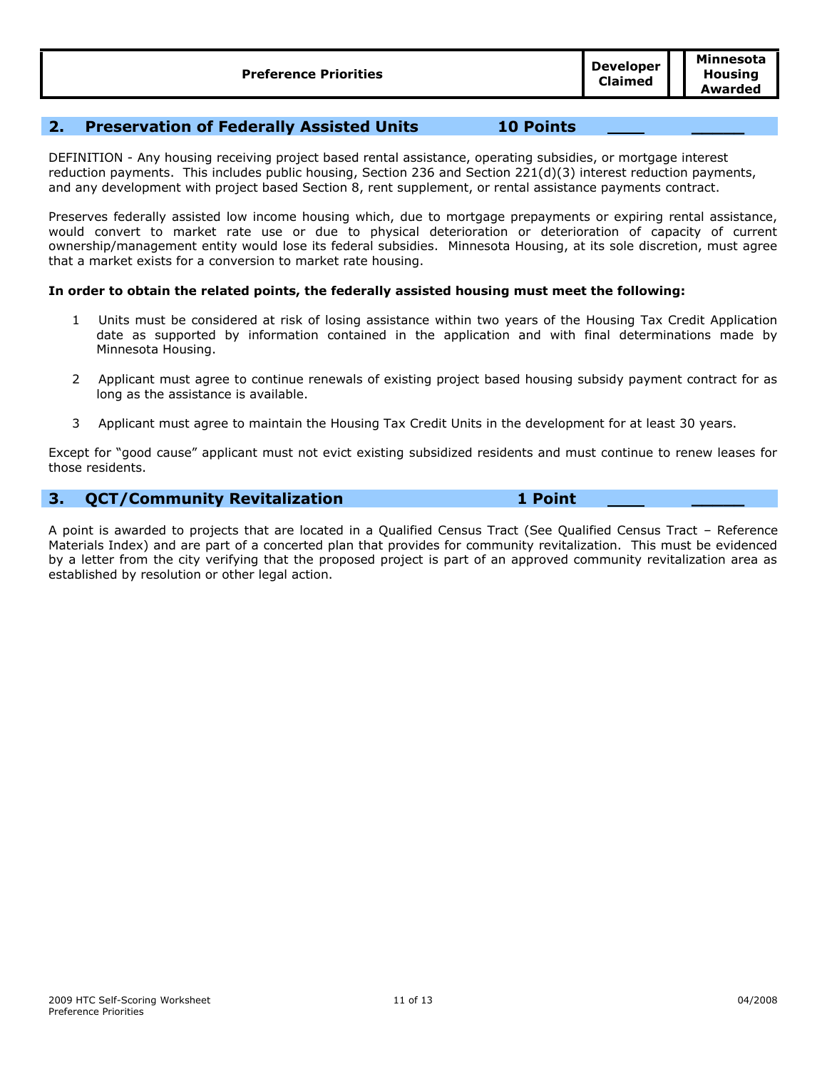| Preference Priorities | Developer Claimed | Minnesota Housing Awarded |
|---|---|---|

## 2. Preservation of Federally Assisted Units 10 Points ____ _____

DEFINITION - Any housing receiving project based rental assistance, operating subsidies, or mortgage interest reduction payments. This includes public housing, Section 236 and Section 221(d)(3) interest reduction payments, and any development with project based Section 8, rent supplement, or rental assistance payments contract.

Preserves federally assisted low income housing which, due to mortgage prepayments or expiring rental assistance, would convert to market rate use or due to physical deterioration or deterioration of capacity of current ownership/management entity would lose its federal subsidies. Minnesota Housing, at its sole discretion, must agree that a market exists for a conversion to market rate housing.

**In order to obtain the related points, the federally assisted housing must meet the following:**

1. Units must be considered at risk of losing assistance within two years of the Housing Tax Credit Application date as supported by information contained in the application and with final determinations made by Minnesota Housing.
2. Applicant must agree to continue renewals of existing project based housing subsidy payment contract for as long as the assistance is available.
3. Applicant must agree to maintain the Housing Tax Credit Units in the development for at least 30 years.

Except for "good cause" applicant must not evict existing subsidized residents and must continue to renew leases for those residents.

## 3. QCT/Community Revitalization 1 Point ____ _____

A point is awarded to projects that are located in a Qualified Census Tract (See Qualified Census Tract – Reference Materials Index) and are part of a concerted plan that provides for community revitalization. This must be evidenced by a letter from the city verifying that the proposed project is part of an approved community revitalization area as established by resolution or other legal action.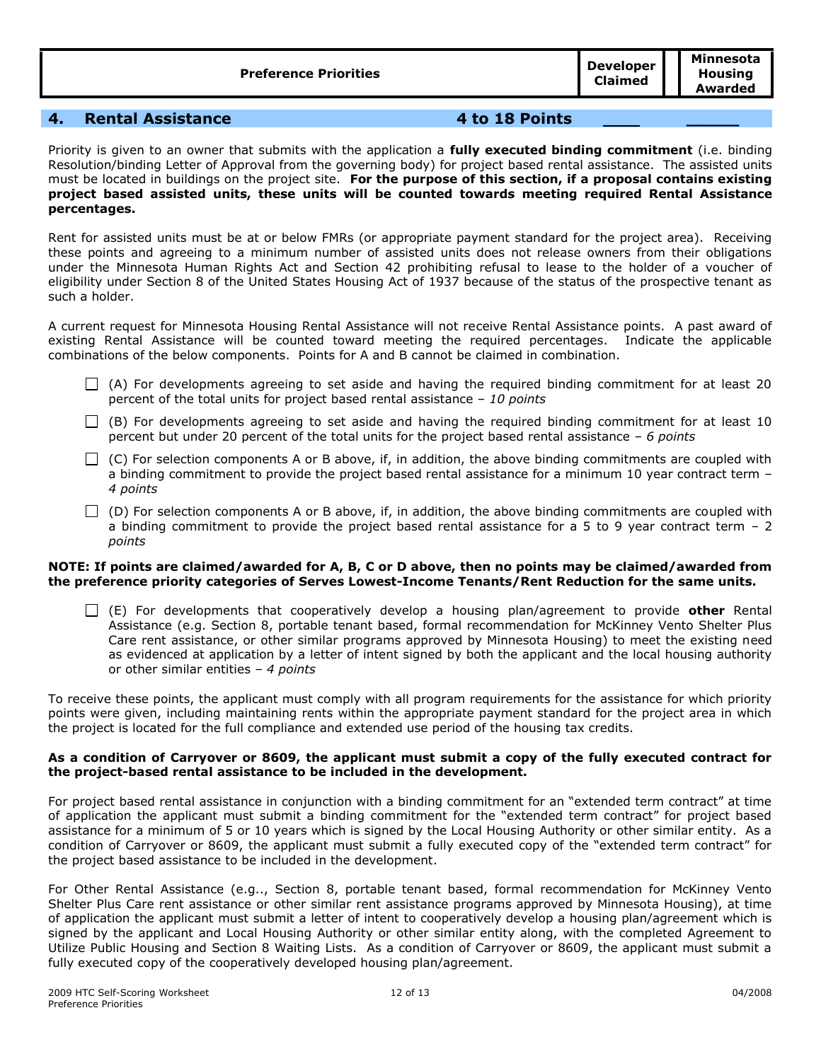| Preference Priorities | Developer Claimed | Minnesota Housing Awarded |
|---|---|---|

## 4. Rental Assistance 4 to 18 Points ____ _____

Priority is given to an owner that submits with the application a **fully executed binding commitment** (i.e. binding Resolution/binding Letter of Approval from the governing body) for project based rental assistance. The assisted units must be located in buildings on the project site. **For the purpose of this section, if a proposal contains existing project based assisted units, these units will be counted towards meeting required Rental Assistance percentages.**

Rent for assisted units must be at or below FMRs (or appropriate payment standard for the project area). Receiving these points and agreeing to a minimum number of assisted units does not release owners from their obligations under the Minnesota Human Rights Act and Section 42 prohibiting refusal to lease to the holder of a voucher of eligibility under Section 8 of the United States Housing Act of 1937 because of the status of the prospective tenant as such a holder.

A current request for Minnesota Housing Rental Assistance will not receive Rental Assistance points. A past award of existing Rental Assistance will be counted toward meeting the required percentages. Indicate the applicable combinations of the below components. Points for A and B cannot be claimed in combination.

- ☐ (A) For developments agreeing to set aside and having the required binding commitment for at least 20 percent of the total units for project based rental assistance – *10 points*
- ☐ (B) For developments agreeing to set aside and having the required binding commitment for at least 10 percent but under 20 percent of the total units for the project based rental assistance – *6 points*
- ☐ (C) For selection components A or B above, if, in addition, the above binding commitments are coupled with a binding commitment to provide the project based rental assistance for a minimum 10 year contract term – *4 points*
- ☐ (D) For selection components A or B above, if, in addition, the above binding commitments are coupled with a binding commitment to provide the project based rental assistance for a 5 to 9 year contract term – 2 *points*

**NOTE: If points are claimed/awarded for A, B, C or D above, then no points may be claimed/awarded from the preference priority categories of Serves Lowest-Income Tenants/Rent Reduction for the same units.**

- ☐ (E) For developments that cooperatively develop a housing plan/agreement to provide **other** Rental Assistance (e.g. Section 8, portable tenant based, formal recommendation for McKinney Vento Shelter Plus Care rent assistance, or other similar programs approved by Minnesota Housing) to meet the existing need as evidenced at application by a letter of intent signed by both the applicant and the local housing authority or other similar entities – *4 points*

To receive these points, the applicant must comply with all program requirements for the assistance for which priority points were given, including maintaining rents within the appropriate payment standard for the project area in which the project is located for the full compliance and extended use period of the housing tax credits.

**As a condition of Carryover or 8609, the applicant must submit a copy of the fully executed contract for the project-based rental assistance to be included in the development.**

For project based rental assistance in conjunction with a binding commitment for an "extended term contract" at time of application the applicant must submit a binding commitment for the "extended term contract" for project based assistance for a minimum of 5 or 10 years which is signed by the Local Housing Authority or other similar entity. As a condition of Carryover or 8609, the applicant must submit a fully executed copy of the "extended term contract" for the project based assistance to be included in the development.

For Other Rental Assistance (e.g.., Section 8, portable tenant based, formal recommendation for McKinney Vento Shelter Plus Care rent assistance or other similar rent assistance programs approved by Minnesota Housing), at time of application the applicant must submit a letter of intent to cooperatively develop a housing plan/agreement which is signed by the applicant and Local Housing Authority or other similar entity along, with the completed Agreement to Utilize Public Housing and Section 8 Waiting Lists. As a condition of Carryover or 8609, the applicant must submit a fully executed copy of the cooperatively developed housing plan/agreement.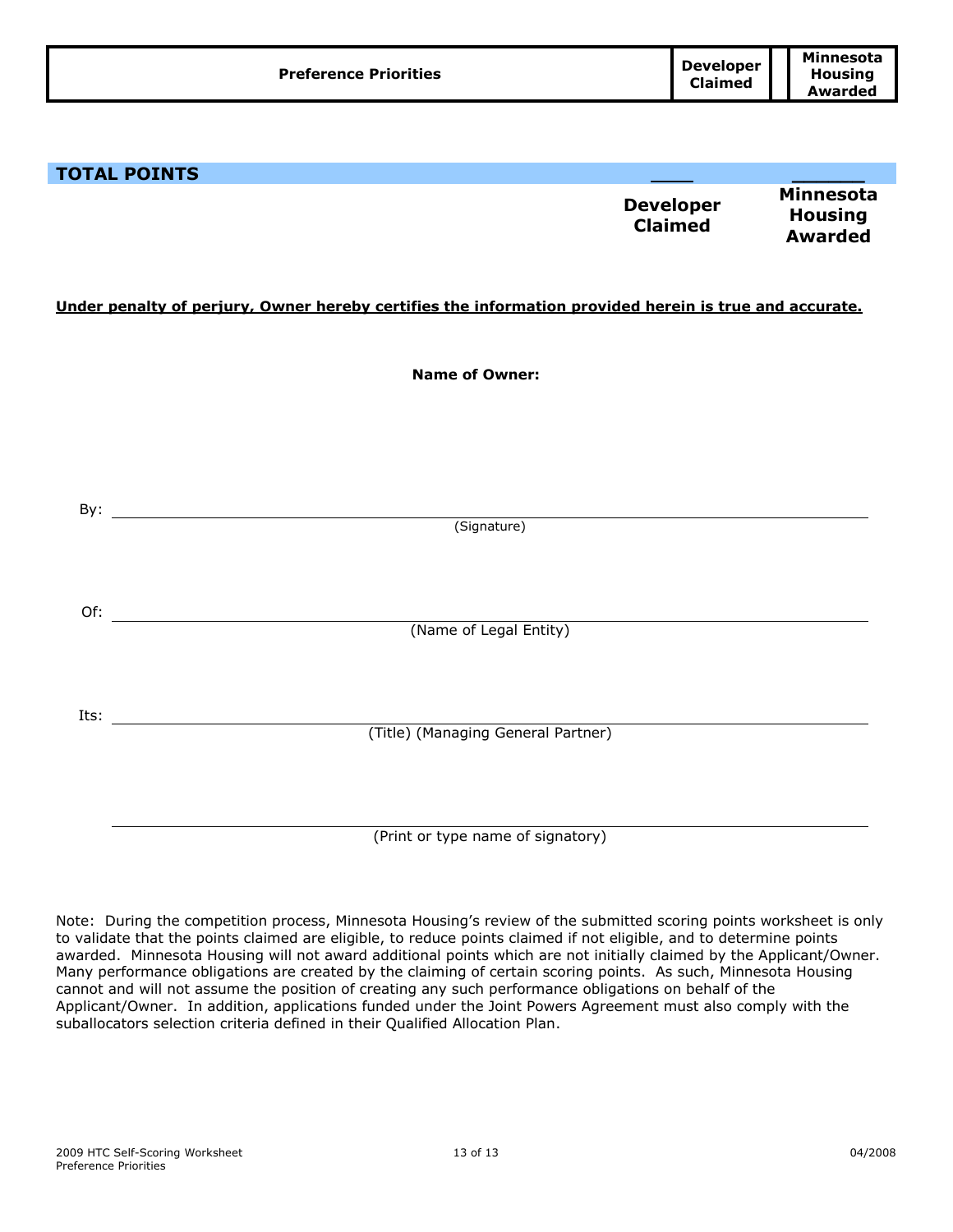| Preference Priorities | Developer Claimed | Minnesota Housing Awarded |
|---|---|---|

| | | |
|---|---|---|
| **TOTAL POINTS** | ____ | ______ |
| | **Developer Claimed** | **Minnesota Housing Awarded** |

**Under penalty of perjury, Owner hereby certifies the information provided herein is true and accurate.**

**Name of Owner:**

By: ______________________________________________
(Signature)

Of: ______________________________________________
(Name of Legal Entity)

Its: ______________________________________________
(Title) (Managing General Partner)

______________________________________________
(Print or type name of signatory)

Note: During the competition process, Minnesota Housing's review of the submitted scoring points worksheet is only to validate that the points claimed are eligible, to reduce points claimed if not eligible, and to determine points awarded. Minnesota Housing will not award additional points which are not initially claimed by the Applicant/Owner. Many performance obligations are created by the claiming of certain scoring points. As such, Minnesota Housing cannot and will not assume the position of creating any such performance obligations on behalf of the Applicant/Owner. In addition, applications funded under the Joint Powers Agreement must also comply with the suballocators selection criteria defined in their Qualified Allocation Plan.